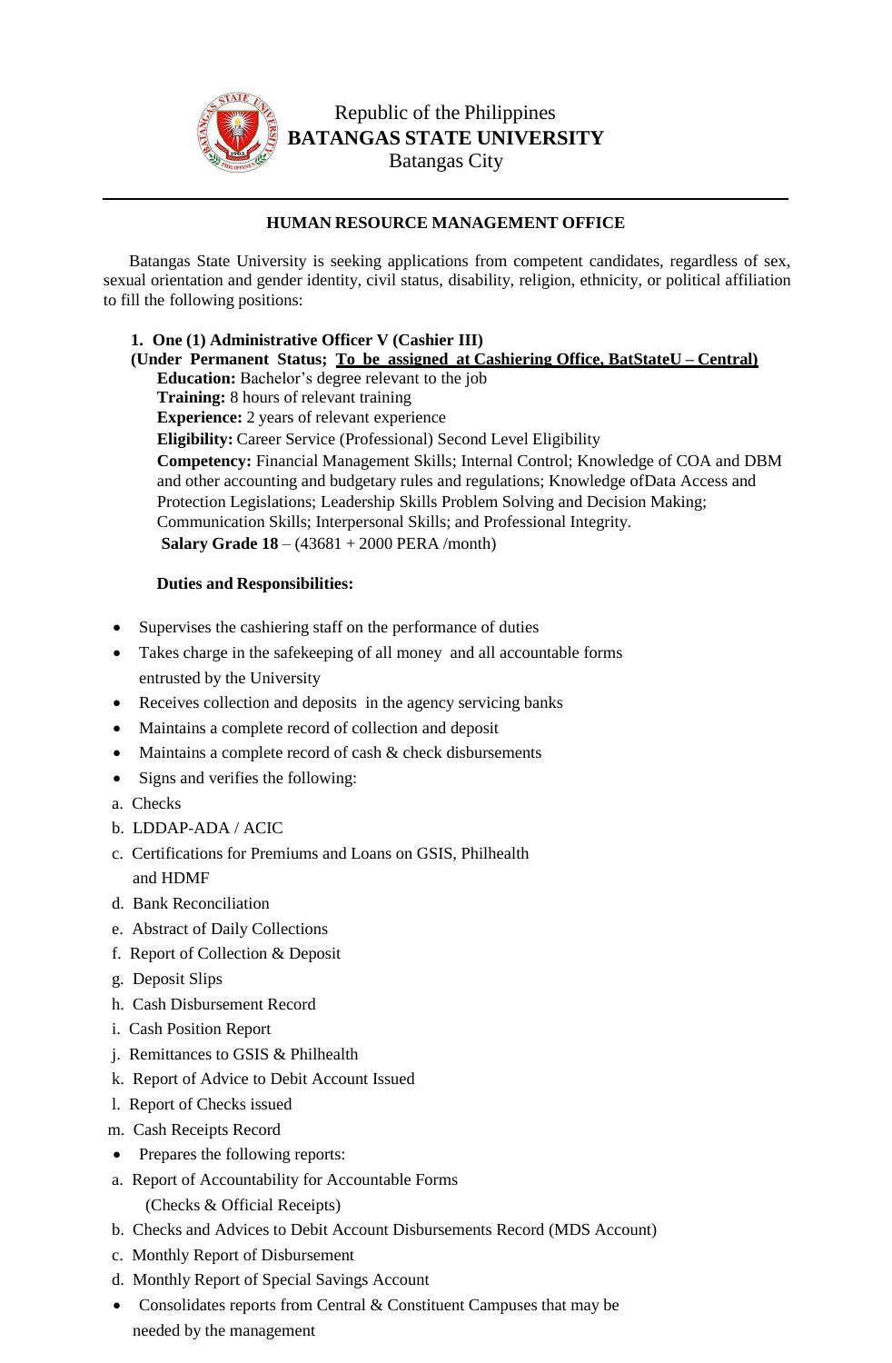Republic of the Philippines
**BATANGAS STATE UNIVERSITY**
Batangas City

---

**HUMAN RESOURCE MANAGEMENT OFFICE**

Batangas State University is seeking applications from competent candidates, regardless of sex, sexual orientation and gender identity, civil status, disability, religion, ethnicity, or political affiliation to fill the following positions:

**1. One (1) Administrative Officer V (Cashier III)**
**(Under Permanent Status; <u>To be assigned at Cashiering Office, BatStateU – Central)</u>**

**Education:** Bachelor's degree relevant to the job
**Training:** 8 hours of relevant training
**Experience:** 2 years of relevant experience
**Eligibility:** Career Service (Professional) Second Level Eligibility
**Competency:** Financial Management Skills; Internal Control; Knowledge of COA and DBM and other accounting and budgetary rules and regulations; Knowledge ofData Access and Protection Legislations; Leadership Skills Problem Solving and Decision Making; Communication Skills; Interpersonal Skills; and Professional Integrity.
**Salary Grade 18** – (43681 + 2000 PERA /month)

**Duties and Responsibilities:**

- Supervises the cashiering staff on the performance of duties
- Takes charge in the safekeeping of all money and all accountable forms entrusted by the University
- Receives collection and deposits in the agency servicing banks
- Maintains a complete record of collection and deposit
- Maintains a complete record of cash & check disbursements
- Signs and verifies the following:

a. Checks
b. LDDAP-ADA / ACIC
c. Certifications for Premiums and Loans on GSIS, Philhealth and HDMF
d. Bank Reconciliation
e. Abstract of Daily Collections
f. Report of Collection & Deposit
g. Deposit Slips
h. Cash Disbursement Record
i. Cash Position Report
j. Remittances to GSIS & Philhealth
k. Report of Advice to Debit Account Issued
l. Report of Checks issued
m. Cash Receipts Record

- Prepares the following reports:

a. Report of Accountability for Accountable Forms (Checks & Official Receipts)
b. Checks and Advices to Debit Account Disbursements Record (MDS Account)
c. Monthly Report of Disbursement
d. Monthly Report of Special Savings Account

- Consolidates reports from Central & Constituent Campuses that may be needed by the management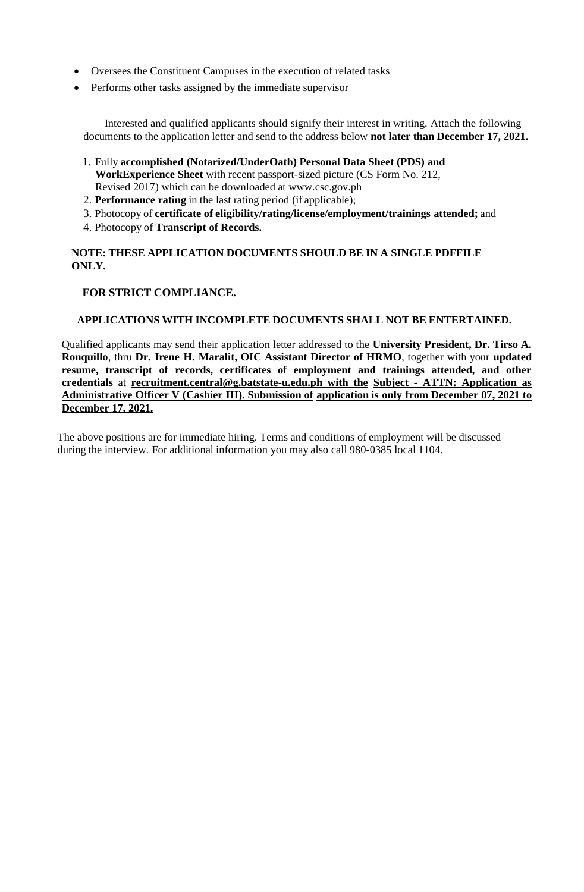- Oversees the Constituent Campuses in the execution of related tasks
- Performs other tasks assigned by the immediate supervisor

Interested and qualified applicants should signify their interest in writing. Attach the following documents to the application letter and send to the address below **not later than December 17, 2021.**

1. Fully **accomplished (Notarized/UnderOath) Personal Data Sheet (PDS) and WorkExperience Sheet** with recent passport-sized picture (CS Form No. 212, Revised 2017) which can be downloaded at www.csc.gov.ph
2. **Performance rating** in the last rating period (if applicable);
3. Photocopy of **certificate of eligibility/rating/license/employment/trainings attended;** and
4. Photocopy of **Transcript of Records.**

**NOTE: THESE APPLICATION DOCUMENTS SHOULD BE IN A SINGLE PDFFILE ONLY.**

**FOR STRICT COMPLIANCE.**

**APPLICATIONS WITH INCOMPLETE DOCUMENTS SHALL NOT BE ENTERTAINED.**

Qualified applicants may send their application letter addressed to the **University President, Dr. Tirso A. Ronquillo**, thru **Dr. Irene H. Maralit, OIC Assistant Director of HRMO**, together with your **updated resume, transcript of records, certificates of employment and trainings attended, and other credentials** at **recruitment.central@g.batstate-u.edu.ph with the Subject - ATTN: Application as Administrative Officer V (Cashier III). Submission of application is only from December 07, 2021 to December 17, 2021.**

The above positions are for immediate hiring. Terms and conditions of employment will be discussed during the interview. For additional information you may also call 980-0385 local 1104.